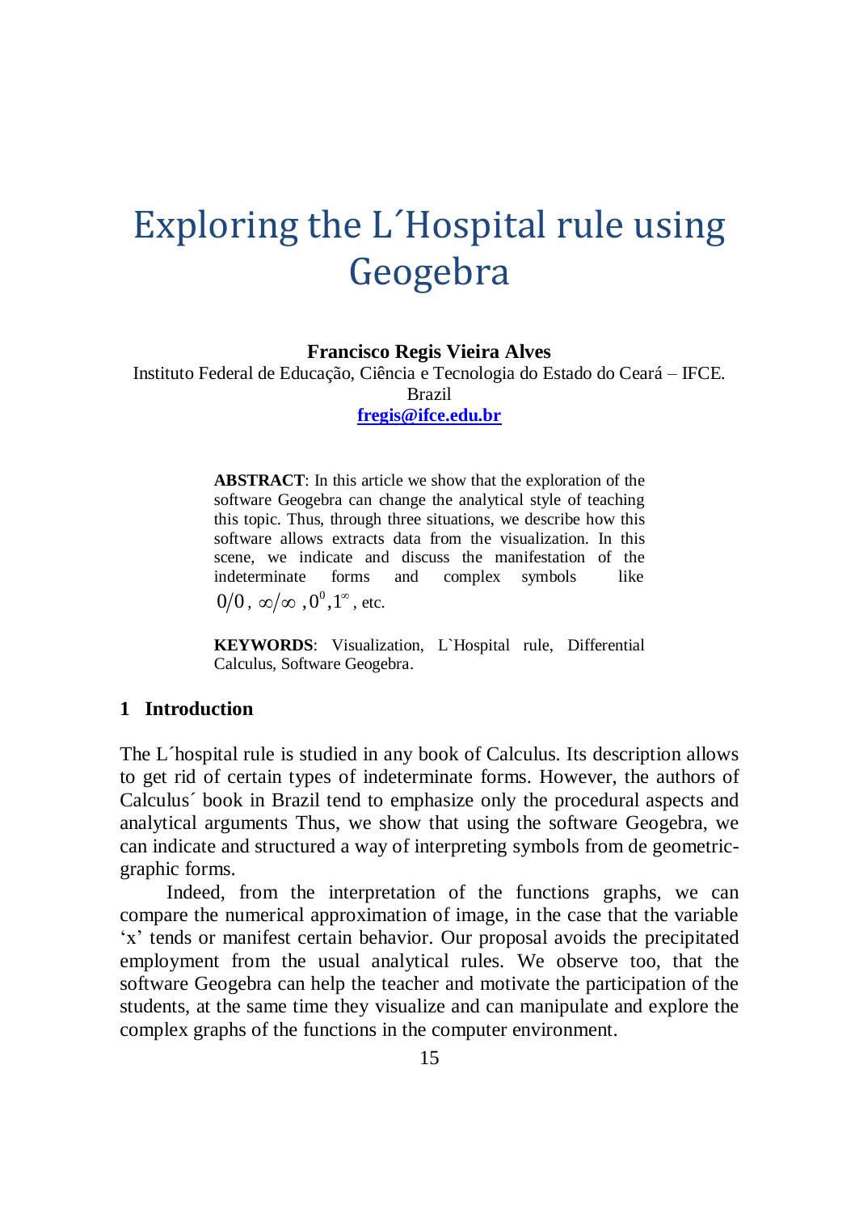# Exploring the L´Hospital rule using Geogebra

**Francisco Regis Vieira Alves**

Instituto Federal de Educação, Ciência e Tecnologia do Estado do Ceará – IFCE. Brazil

**fregis@ifce.edu.br**

**ABSTRACT**: In this article we show that the exploration of the software Geogebra can change the analytical style of teaching this topic. Thus, through three situations, we describe how this software allows extracts data from the visualization. In this scene, we indicate and discuss the manifestation of the indeterminate forms and complex symbols like $0/0$, $\infty/\infty$, $0^0, 1^\infty$, etc.

**KEYWORDS**: Visualization, L`Hospital rule, Differential Calculus, Software Geogebra.

## 1 Introduction

The L´hospital rule is studied in any book of Calculus. Its description allows to get rid of certain types of indeterminate forms. However, the authors of Calculus´ book in Brazil tend to emphasize only the procedural aspects and analytical arguments Thus, we show that using the software Geogebra, we can indicate and structured a way of interpreting symbols from de geometric-graphic forms.

Indeed, from the interpretation of the functions graphs, we can compare the numerical approximation of image, in the case that the variable 'x' tends or manifest certain behavior. Our proposal avoids the precipitated employment from the usual analytical rules. We observe too, that the software Geogebra can help the teacher and motivate the participation of the students, at the same time they visualize and can manipulate and explore the complex graphs of the functions in the computer environment.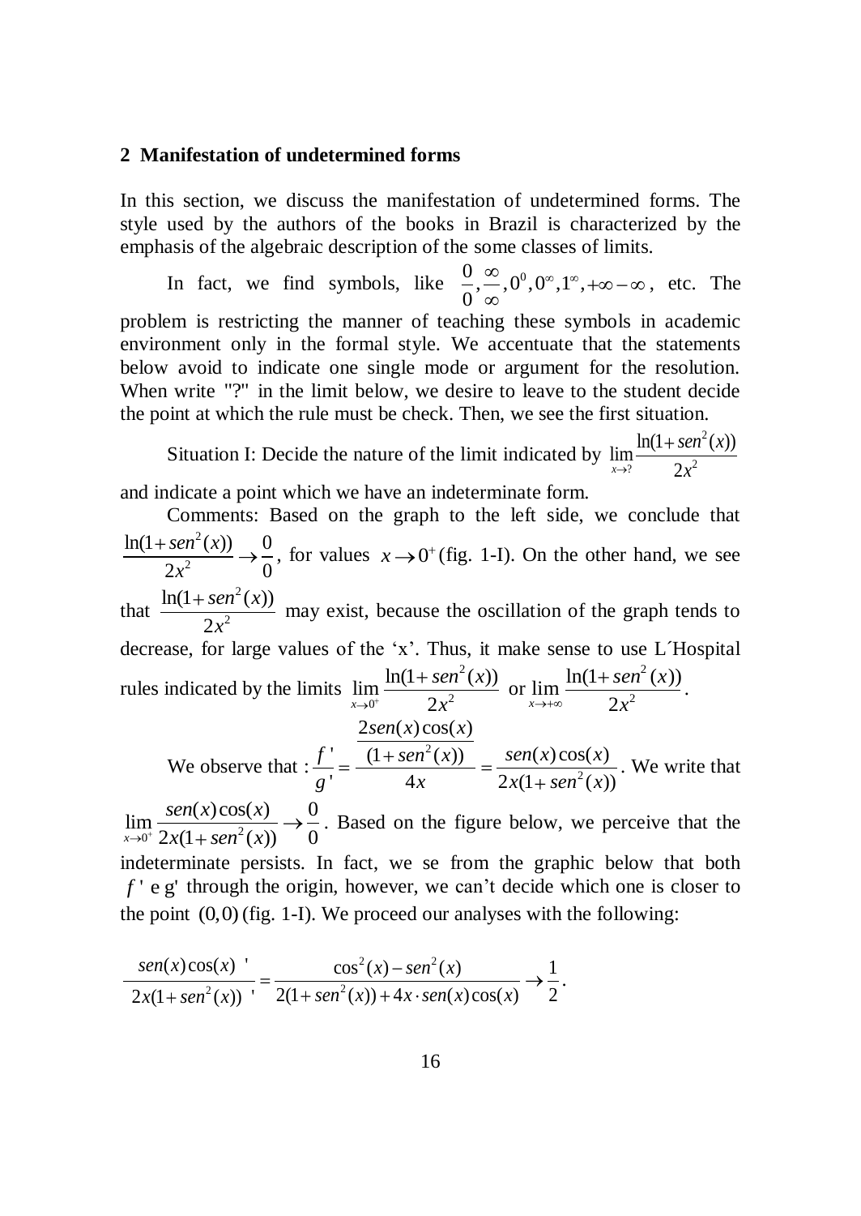## 2 Manifestation of undetermined forms

In this section, we discuss the manifestation of undetermined forms. The style used by the authors of the books in Brazil is characterized by the emphasis of the algebraic description of the some classes of limits.

In fact, we find symbols, like $\frac{0}{0}, \frac{\infty}{\infty}, 0^0, 0^\infty, 1^\infty, +\infty - \infty$, etc. The problem is restricting the manner of teaching these symbols in academic environment only in the formal style. We accentuate that the statements below avoid to indicate one single mode or argument for the resolution. When write "?" in the limit below, we desire to leave to the student decide the point at which the rule must be check. Then, we see the first situation.

Situation I: Decide the nature of the limit indicated by $\lim_{x \to ?} \frac{\ln(1+sen^2(x))}{2x^2}$ and indicate a point which we have an indeterminate form.

Comments: Based on the graph to the left side, we conclude that $\frac{\ln(1+sen^2(x))}{2x^2} \to \frac{0}{0}$, for values $x \to 0^+$ (fig. 1-I). On the other hand, we see that $\frac{\ln(1+sen^2(x))}{2x^2}$ may exist, because the oscillation of the graph tends to decrease, for large values of the 'x'. Thus, it make sense to use L´Hospital rules indicated by the limits $\lim_{x \to 0^+} \frac{\ln(1+sen^2(x))}{2x^2}$ or $\lim_{x \to +\infty} \frac{\ln(1+sen^2(x))}{2x^2}$.

We observe that : $\frac{f'}{g'} = \frac{\frac{2sen(x)\cos(x)}{(1+sen^2(x))}}{4x} = \frac{sen(x)\cos(x)}{2x(1+sen^2(x))}$. We write that $\lim_{x \to 0^+} \frac{sen(x)\cos(x)}{2x(1+sen^2(x))} \to \frac{0}{0}$. Based on the figure below, we perceive that the indeterminate persists. In fact, we se from the graphic below that both $f'$ e $g'$ through the origin, however, we can't decide which one is closer to the point $(0,0)$ (fig. 1-I). We proceed our analyses with the following:

$$\frac{\left(sen(x)\cos(x)\right)'}{\left(2x(1+sen^2(x))\right)'} = \frac{\cos^2(x) - sen^2(x)}{2(1+sen^2(x)) + 4x \cdot sen(x)\cos(x)} \to \frac{1}{2}.$$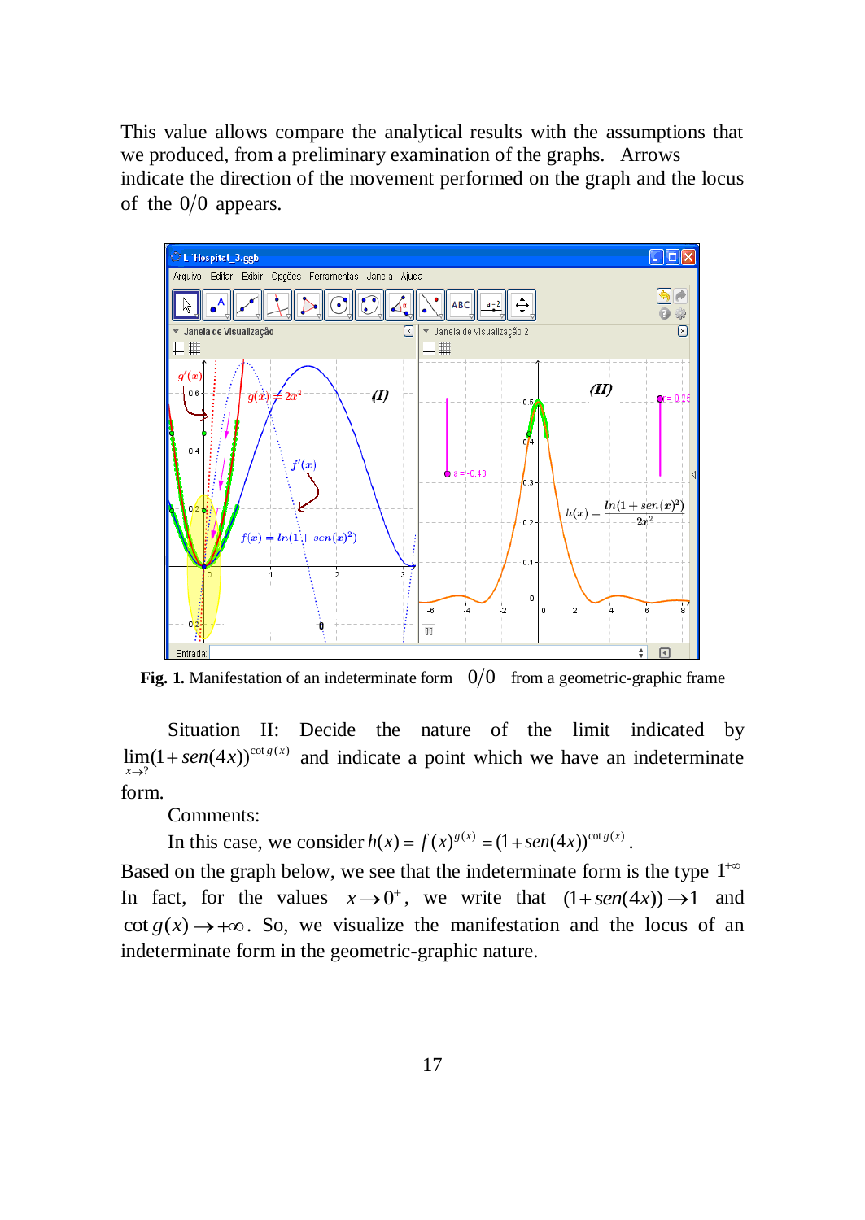This value allows compare the analytical results with the assumptions that we produced, from a preliminary examination of the graphs. Arrows indicate the direction of the movement performed on the graph and the locus of the $0/0$ appears.

**Fig. 1.** Manifestation of an indeterminate form $0/0$ from a geometric-graphic frame

Situation II: Decide the nature of the limit indicated by $\lim_{x\to ?}(1+sen(4x))^{\cot g(x)}$ and indicate a point which we have an indeterminate form.

Comments:

In this case, we consider $h(x) = f(x)^{g(x)} = (1+sen(4x))^{\cot g(x)}$.

Based on the graph below, we see that the indeterminate form is the type $1^{+\infty}$ In fact, for the values $x \to 0^{+}$, we write that $(1+sen(4x)) \to 1$ and $\cot g(x) \to +\infty$. So, we visualize the manifestation and the locus of an indeterminate form in the geometric-graphic nature.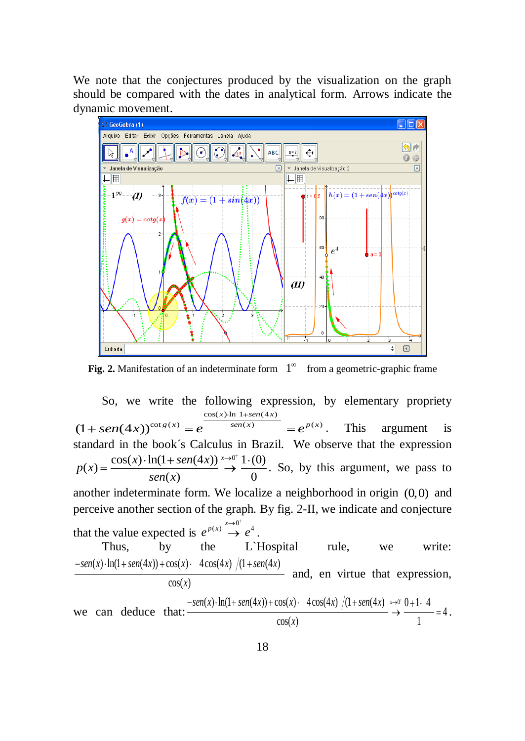We note that the conjectures produced by the visualization on the graph should be compared with the dates in analytical form. Arrows indicate the dynamic movement.

**Fig. 2.** Manifestation of an indeterminate form $1^{\infty}$ from a geometric-graphic frame

So, we write the following expression, by elementary propriety $(1+sen(4x))^{\cot g(x)} = e^{\frac{\cos(x)\cdot \ln\left(1+sen(4x)\right)}{sen(x)}} = e^{p(x)}$. This argument is standard in the book´s Calculus in Brazil. We observe that the expression $p(x) = \dfrac{\cos(x)\cdot \ln(1+sen(4x))}{sen(x)} \overset{x\to 0^+}{\rightarrow} \dfrac{1\cdot(0)}{0}$. So, by this argument, we pass to another indeterminate form. We localize a neighborhood in origin $(0,0)$ and perceive another section of the graph. By fig. 2-II, we indicate and conjecture that the value expected is $e^{p(x)} \overset{x\to 0^+}{\rightarrow} e^{4}$.

Thus, by the L`Hospital rule, we write: $\dfrac{-sen(x)\cdot \ln(1+sen(4x)) + \cos(x)\cdot\ 4\cos(4x)\ /(1+sen(4x))}{\cos(x)}$ and, en virtue that expression, we can deduce that: $\dfrac{-sen(x)\cdot \ln(1+sen(4x)) + \cos(x)\cdot\ 4\cos(4x)\ /(1+sen(4x))}{\cos(x)} \overset{x\to 0^+}{\rightarrow} \dfrac{0+1\cdot\ 4}{1} = 4$.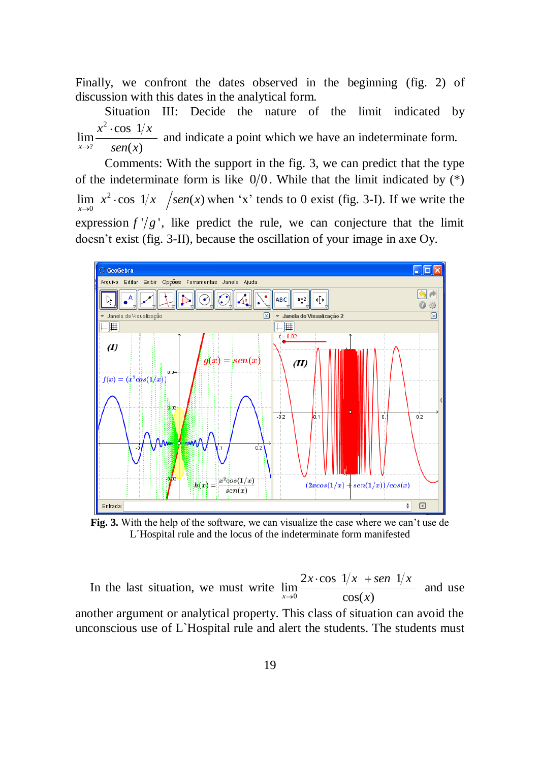Finally, we confront the dates observed in the beginning (fig. 2) of discussion with this dates in the analytical form.

Situation III: Decide the nature of the limit indicated by $\lim_{x\to ?} \frac{x^2 \cdot \cos\left(1/x\right)}{sen(x)}$ and indicate a point which we have an indeterminate form.

Comments: With the support in the fig. 3, we can predict that the type of the indeterminate form is like $0/0$. While that the limit indicated by (*) $\lim_{x\to 0} \left. x^2 \cdot \cos\left(1/x\right) \middle/ sen(x) \right.$ when 'x' tends to 0 exist (fig. 3-I). If we write the expression $f'/g'$, like predict the rule, we can conjecture that the limit doesn't exist (fig. 3-II), because the oscillation of your image in axe Oy.

**Fig. 3.** With the help of the software, we can visualize the case where we can't use de L´Hospital rule and the locus of the indeterminate form manifested

In the last situation, we must write $\lim_{x\to 0} \frac{2x \cdot \cos\left(1/x\right) + sen\left(1/x\right)}{\cos(x)}$ and use another argument or analytical property. This class of situation can avoid the unconscious use of L`Hospital rule and alert the students. The students must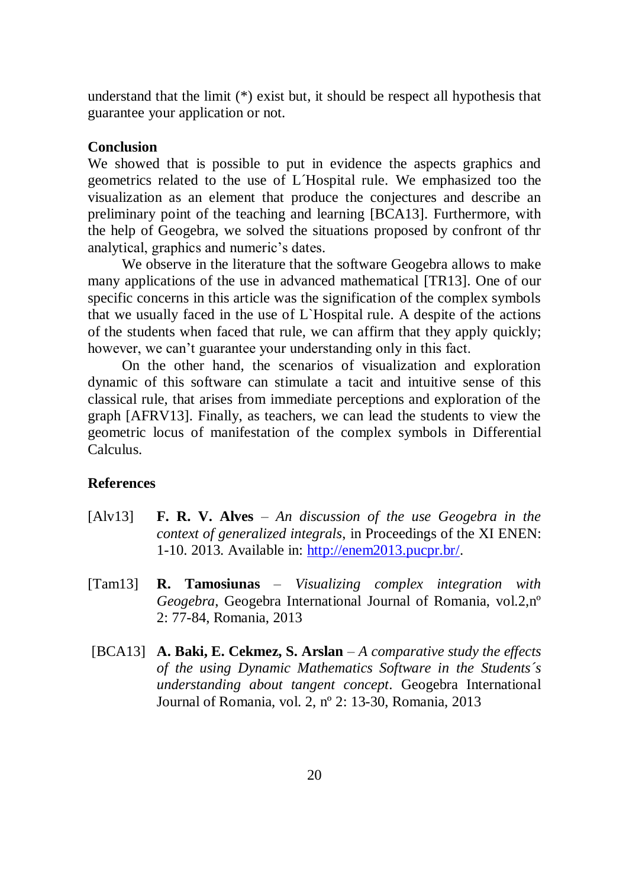understand that the limit (*) exist but, it should be respect all hypothesis that guarantee your application or not.

## Conclusion

We showed that is possible to put in evidence the aspects graphics and geometrics related to the use of L´Hospital rule. We emphasized too the visualization as an element that produce the conjectures and describe an preliminary point of the teaching and learning [BCA13]. Furthermore, with the help of Geogebra, we solved the situations proposed by confront of thr analytical, graphics and numeric's dates.

We observe in the literature that the software Geogebra allows to make many applications of the use in advanced mathematical [TR13]. One of our specific concerns in this article was the signification of the complex symbols that we usually faced in the use of L`Hospital rule. A despite of the actions of the students when faced that rule, we can affirm that they apply quickly; however, we can't guarantee your understanding only in this fact.

On the other hand, the scenarios of visualization and exploration dynamic of this software can stimulate a tacit and intuitive sense of this classical rule, that arises from immediate perceptions and exploration of the graph [AFRV13]. Finally, as teachers, we can lead the students to view the geometric locus of manifestation of the complex symbols in Differential Calculus.

## References

[Alv13] **F. R. V. Alves** – *An discussion of the use Geogebra in the context of generalized integrals*, in Proceedings of the XI ENEN: 1-10. 2013. Available in: http://enem2013.pucpr.br/.

[Tam13] **R. Tamosiunas** – *Visualizing complex integration with Geogebra*, Geogebra International Journal of Romania, vol.2,nº 2: 77-84, Romania, 2013

[BCA13] **A. Baki, E. Cekmez, S. Arslan** – *A comparative study the effects of the using Dynamic Mathematics Software in the Students´s understanding about tangent concept*. Geogebra International Journal of Romania, vol. 2, nº 2: 13-30, Romania, 2013